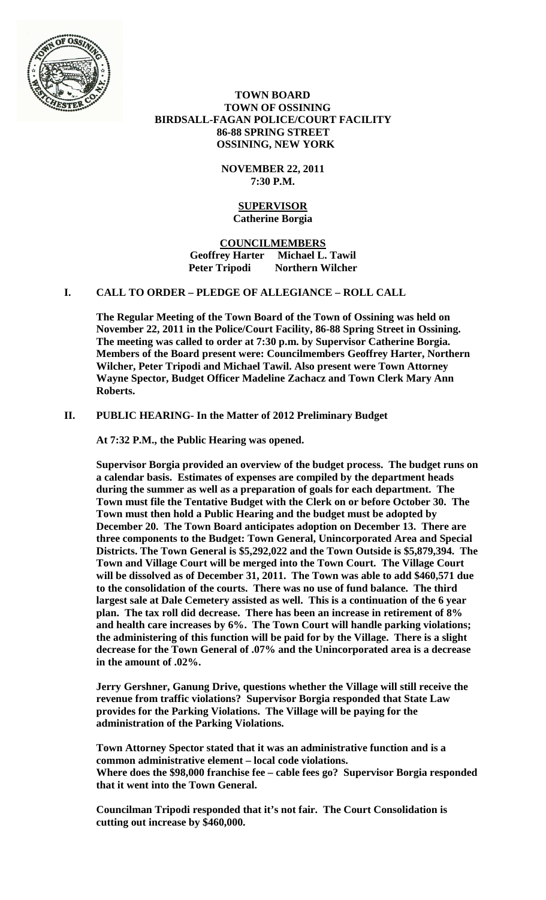**TOWN BOARD**
**TOWN OF OSSINING**
**BIRDSALL-FAGAN POLICE/COURT FACILITY**
**86-88 SPRING STREET**
**OSSINING, NEW YORK**

**NOVEMBER 22, 2011**
**7:30 P.M.**

**SUPERVISOR**
**Catherine Borgia**

**COUNCILMEMBERS**
**Geoffrey Harter  Michael L. Tawil**
**Peter Tripodi  Northern Wilcher**

## I. CALL TO ORDER – PLEDGE OF ALLEGIANCE – ROLL CALL

**The Regular Meeting of the Town Board of the Town of Ossining was held on November 22, 2011 in the Police/Court Facility, 86-88 Spring Street in Ossining. The meeting was called to order at 7:30 p.m. by Supervisor Catherine Borgia. Members of the Board present were: Councilmembers Geoffrey Harter, Northern Wilcher, Peter Tripodi and Michael Tawil. Also present were Town Attorney Wayne Spector, Budget Officer Madeline Zachacz and Town Clerk Mary Ann Roberts.**

## II. PUBLIC HEARING- In the Matter of 2012 Preliminary Budget

**At 7:32 P.M., the Public Hearing was opened.**

**Supervisor Borgia provided an overview of the budget process. The budget runs on a calendar basis. Estimates of expenses are compiled by the department heads during the summer as well as a preparation of goals for each department. The Town must file the Tentative Budget with the Clerk on or before October 30. The Town must then hold a Public Hearing and the budget must be adopted by December 20. The Town Board anticipates adoption on December 13. There are three components to the Budget: Town General, Unincorporated Area and Special Districts. The Town General is $5,292,022 and the Town Outside is $5,879,394. The Town and Village Court will be merged into the Town Court. The Village Court will be dissolved as of December 31, 2011. The Town was able to add $460,571 due to the consolidation of the courts. There was no use of fund balance. The third largest sale at Dale Cemetery assisted as well. This is a continuation of the 6 year plan. The tax roll did decrease. There has been an increase in retirement of 8% and health care increases by 6%. The Town Court will handle parking violations; the administering of this function will be paid for by the Village. There is a slight decrease for the Town General of .07% and the Unincorporated area is a decrease in the amount of .02%.**

**Jerry Gershner, Ganung Drive, questions whether the Village will still receive the revenue from traffic violations? Supervisor Borgia responded that State Law provides for the Parking Violations. The Village will be paying for the administration of the Parking Violations.**

**Town Attorney Spector stated that it was an administrative function and is a common administrative element – local code violations.**
**Where does the $98,000 franchise fee – cable fees go? Supervisor Borgia responded that it went into the Town General.**

**Councilman Tripodi responded that it's not fair. The Court Consolidation is cutting out increase by $460,000.**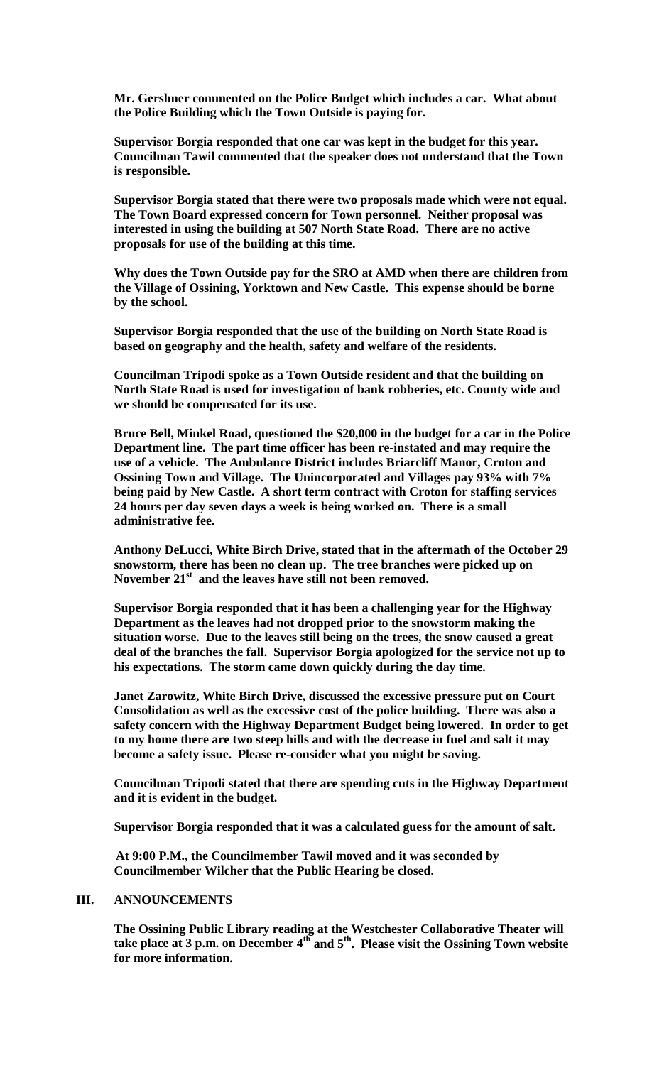**Mr. Gershner commented on the Police Budget which includes a car. What about the Police Building which the Town Outside is paying for.**

**Supervisor Borgia responded that one car was kept in the budget for this year. Councilman Tawil commented that the speaker does not understand that the Town is responsible.**

**Supervisor Borgia stated that there were two proposals made which were not equal. The Town Board expressed concern for Town personnel. Neither proposal was interested in using the building at 507 North State Road. There are no active proposals for use of the building at this time.**

**Why does the Town Outside pay for the SRO at AMD when there are children from the Village of Ossining, Yorktown and New Castle. This expense should be borne by the school.**

**Supervisor Borgia responded that the use of the building on North State Road is based on geography and the health, safety and welfare of the residents.**

**Councilman Tripodi spoke as a Town Outside resident and that the building on North State Road is used for investigation of bank robberies, etc. County wide and we should be compensated for its use.**

**Bruce Bell, Minkel Road, questioned the $20,000 in the budget for a car in the Police Department line. The part time officer has been re-instated and may require the use of a vehicle. The Ambulance District includes Briarcliff Manor, Croton and Ossining Town and Village. The Unincorporated and Villages pay 93% with 7% being paid by New Castle. A short term contract with Croton for staffing services 24 hours per day seven days a week is being worked on. There is a small administrative fee.**

**Anthony DeLucci, White Birch Drive, stated that in the aftermath of the October 29 snowstorm, there has been no clean up. The tree branches were picked up on November 21st and the leaves have still not been removed.**

**Supervisor Borgia responded that it has been a challenging year for the Highway Department as the leaves had not dropped prior to the snowstorm making the situation worse. Due to the leaves still being on the trees, the snow caused a great deal of the branches the fall. Supervisor Borgia apologized for the service not up to his expectations. The storm came down quickly during the day time.**

**Janet Zarowitz, White Birch Drive, discussed the excessive pressure put on Court Consolidation as well as the excessive cost of the police building. There was also a safety concern with the Highway Department Budget being lowered. In order to get to my home there are two steep hills and with the decrease in fuel and salt it may become a safety issue. Please re-consider what you might be saving.**

**Councilman Tripodi stated that there are spending cuts in the Highway Department and it is evident in the budget.**

**Supervisor Borgia responded that it was a calculated guess for the amount of salt.**

**At 9:00 P.M., the Councilmember Tawil moved and it was seconded by Councilmember Wilcher that the Public Hearing be closed.**

## III. ANNOUNCEMENTS

**The Ossining Public Library reading at the Westchester Collaborative Theater will take place at 3 p.m. on December 4th and 5th. Please visit the Ossining Town website for more information.**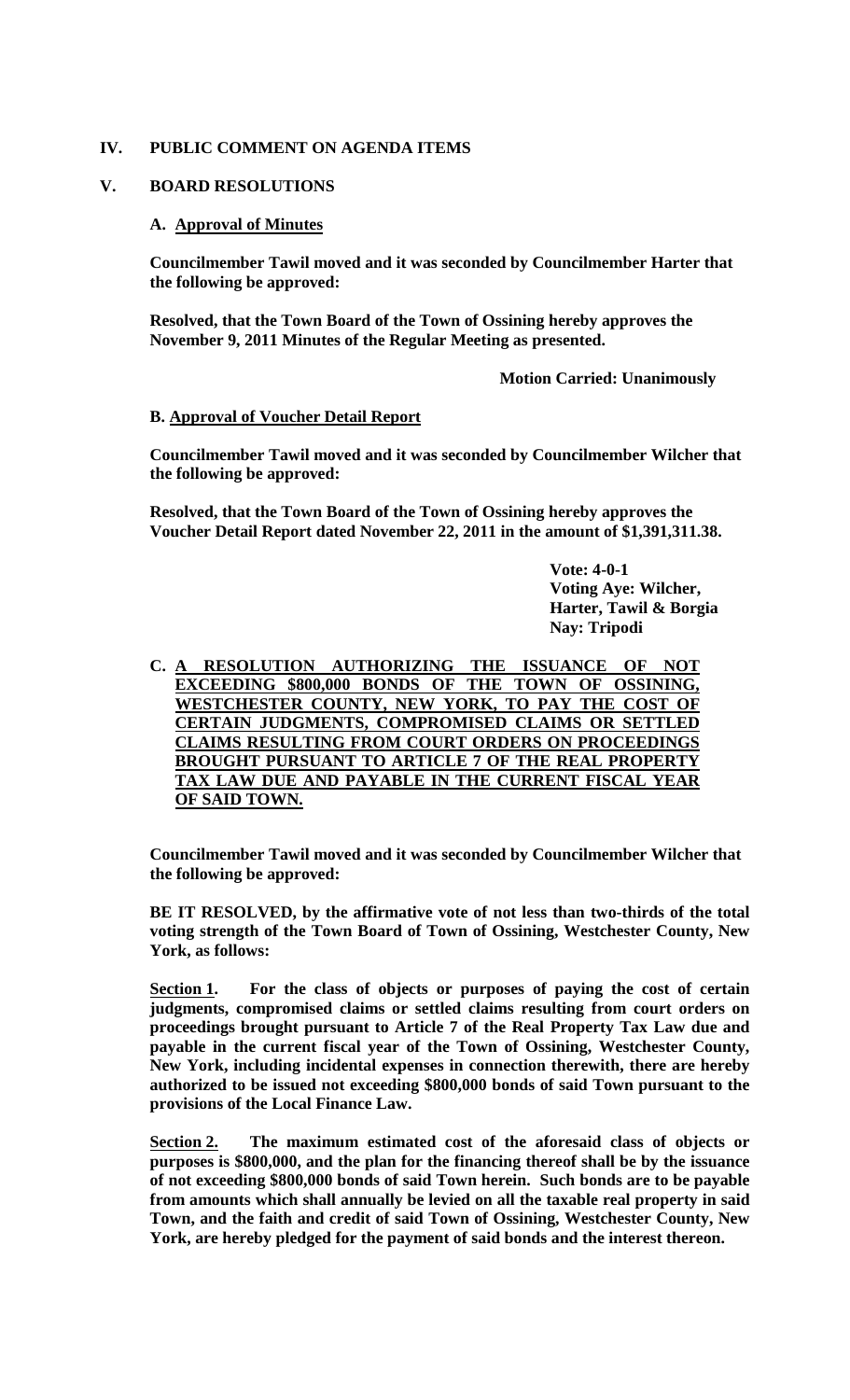## IV. PUBLIC COMMENT ON AGENDA ITEMS

## V. BOARD RESOLUTIONS

### A. Approval of Minutes

**Councilmember Tawil moved and it was seconded by Councilmember Harter that the following be approved:**

**Resolved, that the Town Board of the Town of Ossining hereby approves the November 9, 2011 Minutes of the Regular Meeting as presented.**

**Motion Carried: Unanimously**

### B. Approval of Voucher Detail Report

**Councilmember Tawil moved and it was seconded by Councilmember Wilcher that the following be approved:**

**Resolved, that the Town Board of the Town of Ossining hereby approves the Voucher Detail Report dated November 22, 2011 in the amount of $1,391,311.38.**

**Vote: 4-0-1**
**Voting Aye: Wilcher, Harter, Tawil & Borgia**
**Nay: Tripodi**

### C. A RESOLUTION AUTHORIZING THE ISSUANCE OF NOT EXCEEDING $800,000 BONDS OF THE TOWN OF OSSINING, WESTCHESTER COUNTY, NEW YORK, TO PAY THE COST OF CERTAIN JUDGMENTS, COMPROMISED CLAIMS OR SETTLED CLAIMS RESULTING FROM COURT ORDERS ON PROCEEDINGS BROUGHT PURSUANT TO ARTICLE 7 OF THE REAL PROPERTY TAX LAW DUE AND PAYABLE IN THE CURRENT FISCAL YEAR OF SAID TOWN.

**Councilmember Tawil moved and it was seconded by Councilmember Wilcher that the following be approved:**

**BE IT RESOLVED, by the affirmative vote of not less than two-thirds of the total voting strength of the Town Board of Town of Ossining, Westchester County, New York, as follows:**

**Section 1. For the class of objects or purposes of paying the cost of certain judgments, compromised claims or settled claims resulting from court orders on proceedings brought pursuant to Article 7 of the Real Property Tax Law due and payable in the current fiscal year of the Town of Ossining, Westchester County, New York, including incidental expenses in connection therewith, there are hereby authorized to be issued not exceeding $800,000 bonds of said Town pursuant to the provisions of the Local Finance Law.**

**Section 2. The maximum estimated cost of the aforesaid class of objects or purposes is $800,000, and the plan for the financing thereof shall be by the issuance of not exceeding $800,000 bonds of said Town herein. Such bonds are to be payable from amounts which shall annually be levied on all the taxable real property in said Town, and the faith and credit of said Town of Ossining, Westchester County, New York, are hereby pledged for the payment of said bonds and the interest thereon.**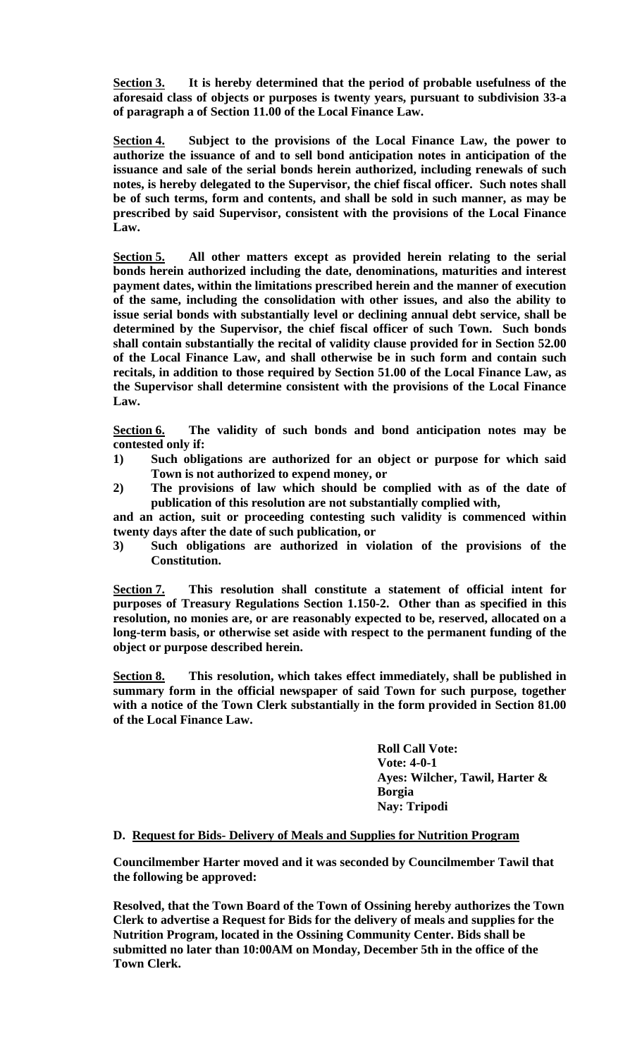**Section 3.** **It is hereby determined that the period of probable usefulness of the aforesaid class of objects or purposes is twenty years, pursuant to subdivision 33-a of paragraph a of Section 11.00 of the Local Finance Law.**

**Section 4.** **Subject to the provisions of the Local Finance Law, the power to authorize the issuance of and to sell bond anticipation notes in anticipation of the issuance and sale of the serial bonds herein authorized, including renewals of such notes, is hereby delegated to the Supervisor, the chief fiscal officer. Such notes shall be of such terms, form and contents, and shall be sold in such manner, as may be prescribed by said Supervisor, consistent with the provisions of the Local Finance Law.**

**Section 5.** **All other matters except as provided herein relating to the serial bonds herein authorized including the date, denominations, maturities and interest payment dates, within the limitations prescribed herein and the manner of execution of the same, including the consolidation with other issues, and also the ability to issue serial bonds with substantially level or declining annual debt service, shall be determined by the Supervisor, the chief fiscal officer of such Town. Such bonds shall contain substantially the recital of validity clause provided for in Section 52.00 of the Local Finance Law, and shall otherwise be in such form and contain such recitals, in addition to those required by Section 51.00 of the Local Finance Law, as the Supervisor shall determine consistent with the provisions of the Local Finance Law.**

**Section 6.** **The validity of such bonds and bond anticipation notes may be contested only if:**

1) **Such obligations are authorized for an object or purpose for which said Town is not authorized to expend money, or**
2) **The provisions of law which should be complied with as of the date of publication of this resolution are not substantially complied with,**

**and an action, suit or proceeding contesting such validity is commenced within twenty days after the date of such publication, or**

3) **Such obligations are authorized in violation of the provisions of the Constitution.**

**Section 7.** **This resolution shall constitute a statement of official intent for purposes of Treasury Regulations Section 1.150-2. Other than as specified in this resolution, no monies are, or are reasonably expected to be, reserved, allocated on a long-term basis, or otherwise set aside with respect to the permanent funding of the object or purpose described herein.**

**Section 8.** **This resolution, which takes effect immediately, shall be published in summary form in the official newspaper of said Town for such purpose, together with a notice of the Town Clerk substantially in the form provided in Section 81.00 of the Local Finance Law.**

**Roll Call Vote:**
**Vote: 4-0-1**
**Ayes: Wilcher, Tawil, Harter & Borgia**
**Nay: Tripodi**

**D. Request for Bids- Delivery of Meals and Supplies for Nutrition Program**

**Councilmember Harter moved and it was seconded by Councilmember Tawil that the following be approved:**

**Resolved, that the Town Board of the Town of Ossining hereby authorizes the Town Clerk to advertise a Request for Bids for the delivery of meals and supplies for the Nutrition Program, located in the Ossining Community Center. Bids shall be submitted no later than 10:00AM on Monday, December 5th in the office of the Town Clerk.**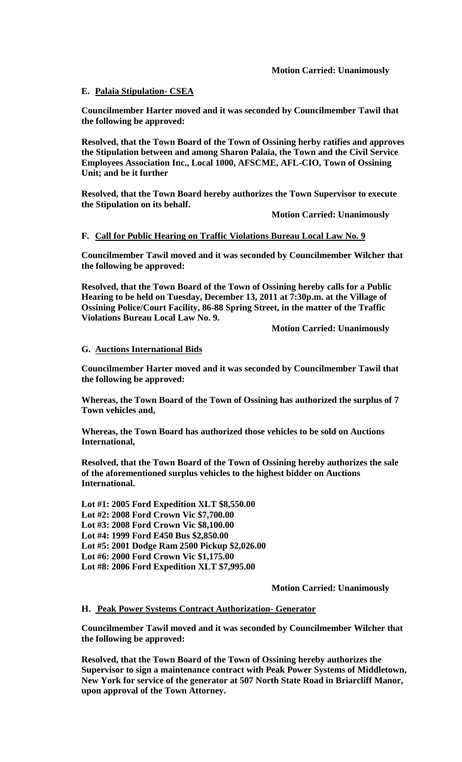**Motion Carried: Unanimously**

**E. Palaia Stipulation- CSEA**

**Councilmember Harter moved and it was seconded by Councilmember Tawil that the following be approved:**

**Resolved, that the Town Board of the Town of Ossining herby ratifies and approves the Stipulation between and among Sharon Palaia, the Town and the Civil Service Employees Association Inc., Local 1000, AFSCME, AFL-CIO, Town of Ossining Unit; and be it further**

**Resolved, that the Town Board hereby authorizes the Town Supervisor to execute the Stipulation on its behalf.**

**Motion Carried: Unanimously**

**F. Call for Public Hearing on Traffic Violations Bureau Local Law No. 9**

**Councilmember Tawil moved and it was seconded by Councilmember Wilcher that the following be approved:**

**Resolved, that the Town Board of the Town of Ossining hereby calls for a Public Hearing to be held on Tuesday, December 13, 2011 at 7:30p.m. at the Village of Ossining Police/Court Facility, 86-88 Spring Street, in the matter of the Traffic Violations Bureau Local Law No. 9.**

**Motion Carried: Unanimously**

**G. Auctions International Bids**

**Councilmember Harter moved and it was seconded by Councilmember Tawil that the following be approved:**

**Whereas, the Town Board of the Town of Ossining has authorized the surplus of 7 Town vehicles and,**

**Whereas, the Town Board has authorized those vehicles to be sold on Auctions International,**

**Resolved, that the Town Board of the Town of Ossining hereby authorizes the sale of the aforementioned surplus vehicles to the highest bidder on Auctions International.**

**Lot #1: 2005 Ford Expedition XLT $8,550.00**
**Lot #2: 2008 Ford Crown Vic $7,700.00**
**Lot #3: 2008 Ford Crown Vic $8,100.00**
**Lot #4: 1999 Ford E450 Bus $2,850.00**
**Lot #5: 2001 Dodge Ram 2500 Pickup $2,026.00**
**Lot #6: 2000 Ford Crown Vic $1,175.00**
**Lot #8: 2006 Ford Expedition XLT $7,995.00**

**Motion Carried: Unanimously**

**H. Peak Power Systems Contract Authorization- Generator**

**Councilmember Tawil moved and it was seconded by Councilmember Wilcher that the following be approved:**

**Resolved, that the Town Board of the Town of Ossining hereby authorizes the Supervisor to sign a maintenance contract with Peak Power Systems of Middletown, New York for service of the generator at 507 North State Road in Briarcliff Manor, upon approval of the Town Attorney.**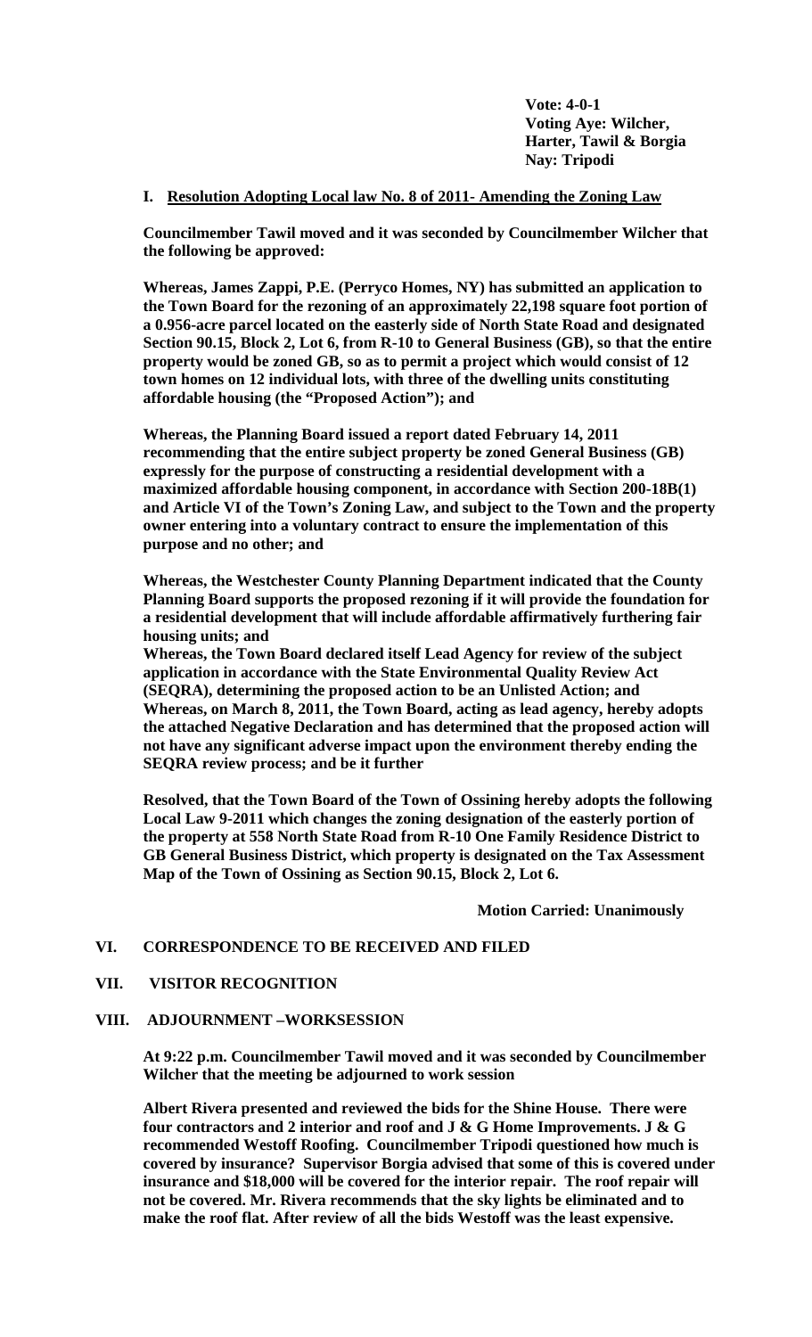**Vote: 4-0-1**
**Voting Aye: Wilcher, Harter, Tawil & Borgia**
**Nay: Tripodi**

**I. Resolution Adopting Local law No. 8 of 2011- Amending the Zoning Law**

**Councilmember Tawil moved and it was seconded by Councilmember Wilcher that the following be approved:**

**Whereas, James Zappi, P.E. (Perryco Homes, NY) has submitted an application to the Town Board for the rezoning of an approximately 22,198 square foot portion of a 0.956-acre parcel located on the easterly side of North State Road and designated Section 90.15, Block 2, Lot 6, from R-10 to General Business (GB), so that the entire property would be zoned GB, so as to permit a project which would consist of 12 town homes on 12 individual lots, with three of the dwelling units constituting affordable housing (the "Proposed Action"); and**

**Whereas, the Planning Board issued a report dated February 14, 2011 recommending that the entire subject property be zoned General Business (GB) expressly for the purpose of constructing a residential development with a maximized affordable housing component, in accordance with Section 200-18B(1) and Article VI of the Town's Zoning Law, and subject to the Town and the property owner entering into a voluntary contract to ensure the implementation of this purpose and no other; and**

**Whereas, the Westchester County Planning Department indicated that the County Planning Board supports the proposed rezoning if it will provide the foundation for a residential development that will include affordable affirmatively furthering fair housing units; and**
**Whereas, the Town Board declared itself Lead Agency for review of the subject application in accordance with the State Environmental Quality Review Act (SEQRA), determining the proposed action to be an Unlisted Action; and**
**Whereas, on March 8, 2011, the Town Board, acting as lead agency, hereby adopts the attached Negative Declaration and has determined that the proposed action will not have any significant adverse impact upon the environment thereby ending the SEQRA review process; and be it further**

**Resolved, that the Town Board of the Town of Ossining hereby adopts the following Local Law 9-2011 which changes the zoning designation of the easterly portion of the property at 558 North State Road from R-10 One Family Residence District to GB General Business District, which property is designated on the Tax Assessment Map of the Town of Ossining as Section 90.15, Block 2, Lot 6.**

**Motion Carried: Unanimously**

**VI. CORRESPONDENCE TO BE RECEIVED AND FILED**

**VII. VISITOR RECOGNITION**

**VIII. ADJOURNMENT –WORKSESSION**

**At 9:22 p.m. Councilmember Tawil moved and it was seconded by Councilmember Wilcher that the meeting be adjourned to work session**

**Albert Rivera presented and reviewed the bids for the Shine House. There were four contractors and 2 interior and roof and J & G Home Improvements. J & G recommended Westoff Roofing. Councilmember Tripodi questioned how much is covered by insurance? Supervisor Borgia advised that some of this is covered under insurance and $18,000 will be covered for the interior repair. The roof repair will not be covered. Mr. Rivera recommends that the sky lights be eliminated and to make the roof flat. After review of all the bids Westoff was the least expensive.**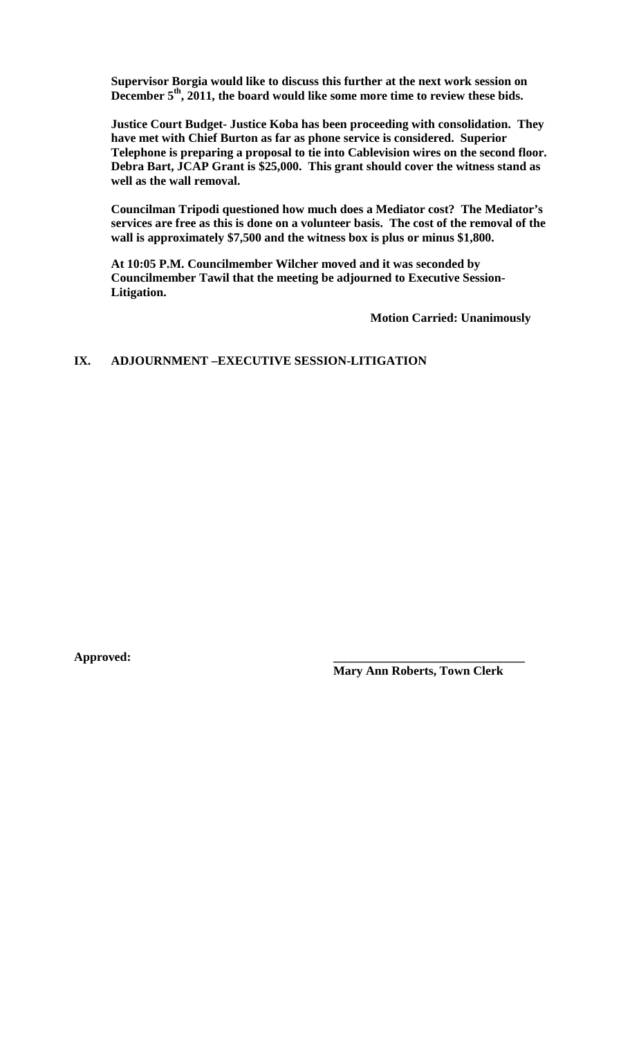**Supervisor Borgia would like to discuss this further at the next work session on December 5th, 2011, the board would like some more time to review these bids.**

**Justice Court Budget- Justice Koba has been proceeding with consolidation. They have met with Chief Burton as far as phone service is considered. Superior Telephone is preparing a proposal to tie into Cablevision wires on the second floor. Debra Bart, JCAP Grant is $25,000. This grant should cover the witness stand as well as the wall removal.**

**Councilman Tripodi questioned how much does a Mediator cost? The Mediator's services are free as this is done on a volunteer basis. The cost of the removal of the wall is approximately $7,500 and the witness box is plus or minus $1,800.**

**At 10:05 P.M. Councilmember Wilcher moved and it was seconded by Councilmember Tawil that the meeting be adjourned to Executive Session-Litigation.**

**Motion Carried: Unanimously**

## IX. ADJOURNMENT –EXECUTIVE SESSION-LITIGATION

**Approved:** \_\_\_\_\_\_\_\_\_\_\_\_\_\_\_\_\_\_\_\_\_\_\_\_\_\_\_\_\_\_\_\_

**Mary Ann Roberts, Town Clerk**